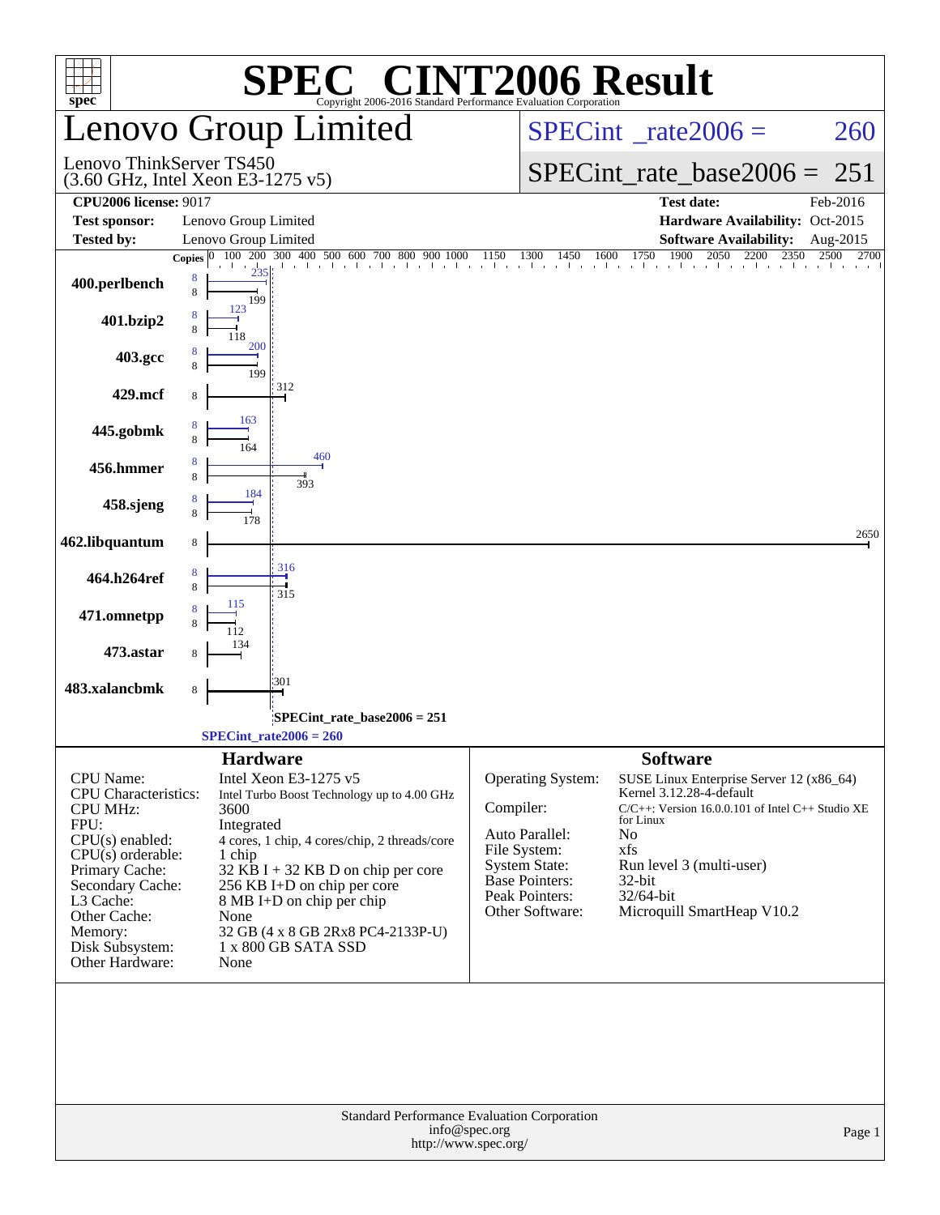# SPEC® CINT2006 Result

Copyright 2006-2016 Standard Performance Evaluation Corporation

## Lenovo Group Limited

Lenovo ThinkServer TS450
(3.60 GHz, Intel Xeon E3-1275 v5)

SPECint_rate2006 = 260

SPECint_rate_base2006 = 251

| | | | |
|---|---|---|---|
| **CPU2006 license:** 9017 | | **Test date:** | Feb-2016 |
| **Test sponsor:** | Lenovo Group Limited | **Hardware Availability:** | Oct-2015 |
| **Tested by:** | Lenovo Group Limited | **Software Availability:** | Aug-2015 |

| Benchmark | Copies (peak) | Peak | Copies (base) | Base |
|---|---|---|---|---|
| 400.perlbench | 8 | 235 | 8 | 199 |
| 401.bzip2 | 8 | 123 | 8 | 118 |
| 403.gcc | 8 | 200 | 8 | 199 |
| 429.mcf | | | 8 | 312 |
| 445.gobmk | 8 | 163 | 8 | 164 |
| 456.hmmer | 8 | 460 | 8 | 393 |
| 458.sjeng | 8 | 184 | 8 | 178 |
| 462.libquantum | | | 8 | 2650 |
| 464.h264ref | 8 | 316 | 8 | 315 |
| 471.omnetpp | 8 | 115 | 8 | 112 |
| 473.astar | | | 8 | 134 |
| 483.xalancbmk | | | 8 | 301 |

SPECint_rate_base2006 = 251

SPECint_rate2006 = 260

### Hardware

| | |
|---|---|
| CPU Name: | Intel Xeon E3-1275 v5 |
| CPU Characteristics: | Intel Turbo Boost Technology up to 4.00 GHz |
| CPU MHz: | 3600 |
| FPU: | Integrated |
| CPU(s) enabled: | 4 cores, 1 chip, 4 cores/chip, 2 threads/core |
| CPU(s) orderable: | 1 chip |
| Primary Cache: | 32 KB I + 32 KB D on chip per core |
| Secondary Cache: | 256 KB I+D on chip per core |
| L3 Cache: | 8 MB I+D on chip per chip |
| Other Cache: | None |
| Memory: | 32 GB (4 x 8 GB 2Rx8 PC4-2133P-U) |
| Disk Subsystem: | 1 x 800 GB SATA SSD |
| Other Hardware: | None |

### Software

| | |
|---|---|
| Operating System: | SUSE Linux Enterprise Server 12 (x86_64) Kernel 3.12.28-4-default |
| Compiler: | C/C++: Version 16.0.0.101 of Intel C++ Studio XE for Linux |
| Auto Parallel: | No |
| File System: | xfs |
| System State: | Run level 3 (multi-user) |
| Base Pointers: | 32-bit |
| Peak Pointers: | 32/64-bit |
| Other Software: | Microquill SmartHeap V10.2 |

Standard Performance Evaluation Corporation
info@spec.org
http://www.spec.org/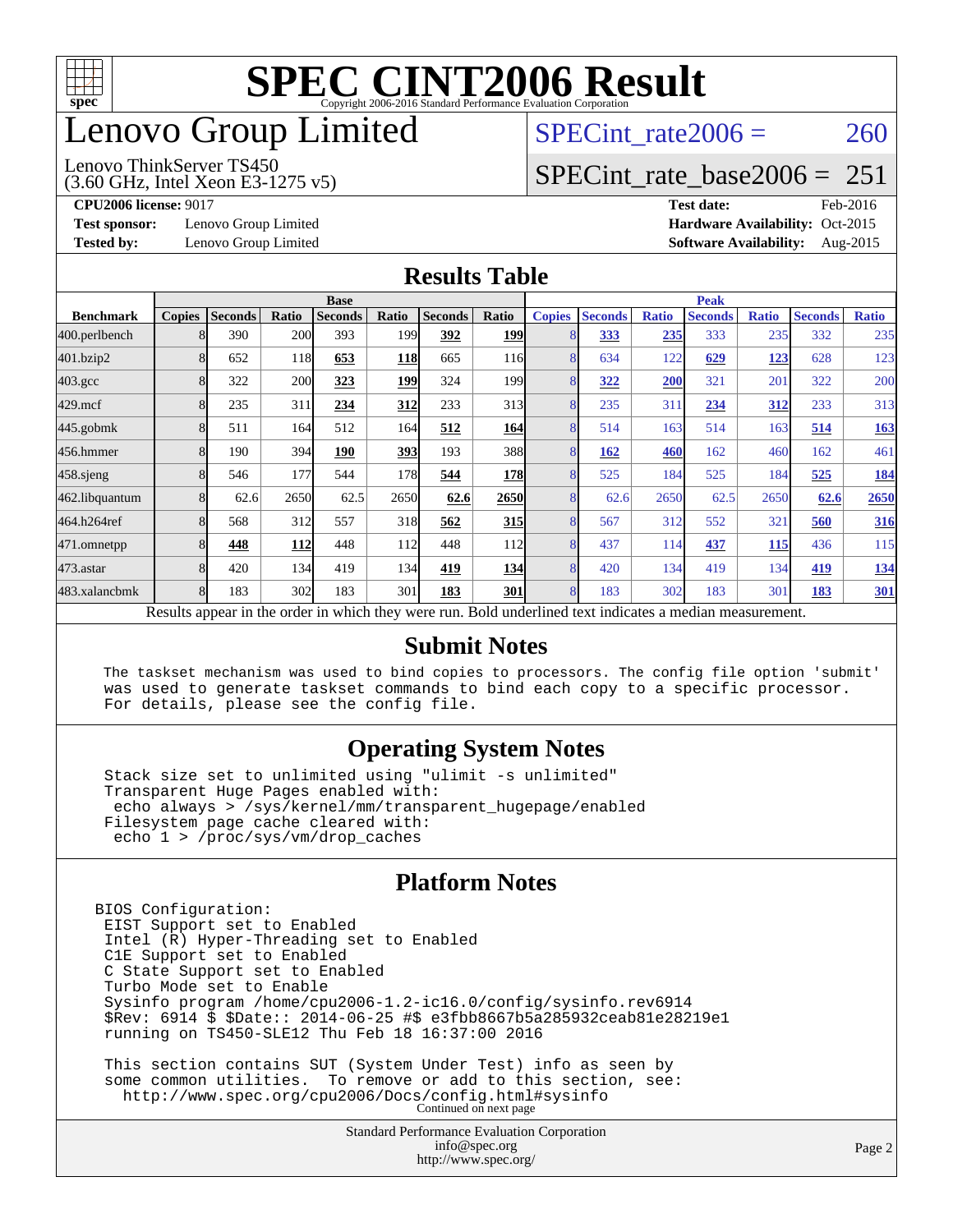# SPEC CINT2006 Result

Copyright 2006-2016 Standard Performance Evaluation Corporation

# Lenovo Group Limited

Lenovo ThinkServer TS450
(3.60 GHz, Intel Xeon E3-1275 v5)

SPECint_rate2006 = 260

SPECint_rate_base2006 = 251

**CPU2006 license:** 9017

**Test sponsor:** Lenovo Group Limited

**Tested by:** Lenovo Group Limited

**Test date:** Feb-2016

**Hardware Availability:** Oct-2015

**Software Availability:** Aug-2015

## Results Table

| | Base | | | | | | | Peak | | | | | | |
|---|---|---|---|---|---|---|---|---|---|---|---|---|---|---|
| **Benchmark** | **Copies** | **Seconds** | **Ratio** | **Seconds** | **Ratio** | **Seconds** | **Ratio** | **Copies** | **Seconds** | **Ratio** | **Seconds** | **Ratio** | **Seconds** | **Ratio** |
| 400.perlbench | 8 | 390 | 200 | 393 | 199 | **392** | **199** | 8 | **333** | **235** | 333 | 235 | 332 | 235 |
| 401.bzip2 | 8 | 652 | 118 | **653** | **118** | 665 | 116 | 8 | 634 | 122 | **629** | **123** | 628 | 123 |
| 403.gcc | 8 | 322 | 200 | **323** | **199** | 324 | 199 | 8 | **322** | **200** | 321 | 201 | 322 | 200 |
| 429.mcf | 8 | 235 | 311 | **234** | **312** | 233 | 313 | 8 | 235 | 311 | **234** | **312** | 233 | 313 |
| 445.gobmk | 8 | 511 | 164 | 512 | 164 | **512** | **164** | 8 | 514 | 163 | 514 | 163 | **514** | **163** |
| 456.hmmer | 8 | 190 | 394 | **190** | **393** | 193 | 388 | 8 | **162** | **460** | 162 | 460 | 162 | 461 |
| 458.sjeng | 8 | 546 | 177 | 544 | 178 | **544** | **178** | 8 | 525 | 184 | 525 | 184 | **525** | **184** |
| 462.libquantum | 8 | 62.6 | 2650 | 62.5 | 2650 | **62.6** | **2650** | 8 | 62.6 | 2650 | 62.5 | 2650 | **62.6** | **2650** |
| 464.h264ref | 8 | 568 | 312 | 557 | 318 | **562** | **315** | 8 | 567 | 312 | 552 | 321 | **560** | **316** |
| 471.omnetpp | 8 | **448** | **112** | 448 | 112 | 448 | 112 | 8 | 437 | 114 | **437** | **115** | 436 | 115 |
| 473.astar | 8 | 420 | 134 | 419 | 134 | **419** | **134** | 8 | 420 | 134 | 419 | 134 | **419** | **134** |
| 483.xalancbmk | 8 | 183 | 302 | 183 | 301 | **183** | **301** | 8 | 183 | 302 | 183 | 301 | **183** | **301** |

Results appear in the order in which they were run. Bold underlined text indicates a median measurement.

## Submit Notes

```
The taskset mechanism was used to bind copies to processors. The config file option 'submit'
was used to generate taskset commands to bind each copy to a specific processor.
For details, please see the config file.
```

## Operating System Notes

```
Stack size set to unlimited using "ulimit -s unlimited"
Transparent Huge Pages enabled with:
 echo always > /sys/kernel/mm/transparent_hugepage/enabled
Filesystem page cache cleared with:
 echo 1 > /proc/sys/vm/drop_caches
```

## Platform Notes

```
BIOS Configuration:
 EIST Support set to Enabled
 Intel (R) Hyper-Threading set to Enabled
 C1E Support set to Enabled
 C State Support set to Enabled
 Turbo Mode set to Enable
 Sysinfo program /home/cpu2006-1.2-ic16.0/config/sysinfo.rev6914
 $Rev: 6914 $ $Date:: 2014-06-25 #$ e3fbb8667b5a285932ceab81e28219e1
 running on TS450-SLE12 Thu Feb 18 16:37:00 2016

 This section contains SUT (System Under Test) info as seen by
 some common utilities.  To remove or add to this section, see:
   http://www.spec.org/cpu2006/Docs/config.html#sysinfo
```

Continued on next page

Standard Performance Evaluation Corporation
info@spec.org
http://www.spec.org/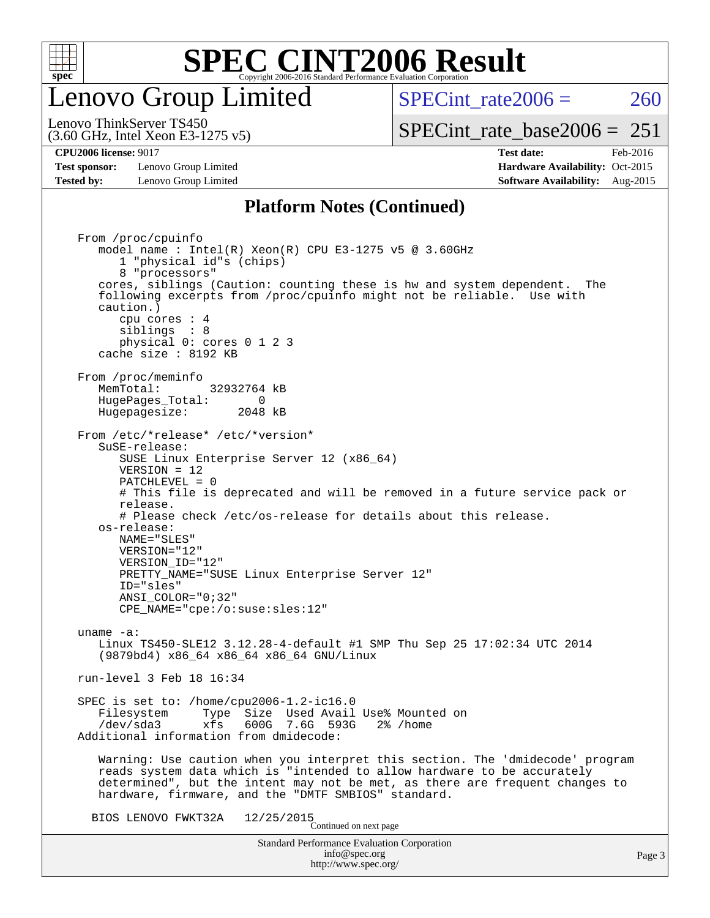# SPEC CINT2006 Result

## Lenovo Group Limited

Lenovo ThinkServer TS450
(3.60 GHz, Intel Xeon E3-1275 v5)

SPECint_rate2006 = 260

SPECint_rate_base2006 = 251

| | | | |
|---|---|---|---|
| **CPU2006 license:** 9017 | | **Test date:** | Feb-2016 |
| **Test sponsor:** | Lenovo Group Limited | **Hardware Availability:** | Oct-2015 |
| **Tested by:** | Lenovo Group Limited | **Software Availability:** | Aug-2015 |

### Platform Notes (Continued)

```
From /proc/cpuinfo
   model name : Intel(R) Xeon(R) CPU E3-1275 v5 @ 3.60GHz
      1 "physical id"s (chips)
      8 "processors"
   cores, siblings (Caution: counting these is hw and system dependent.  The
   following excerpts from /proc/cpuinfo might not be reliable.  Use with
   caution.)
      cpu cores : 4
      siblings  : 8
      physical 0: cores 0 1 2 3
   cache size : 8192 KB

From /proc/meminfo
   MemTotal:       32932764 kB
   HugePages_Total:       0
   Hugepagesize:       2048 kB

From /etc/*release* /etc/*version*
   SuSE-release:
      SUSE Linux Enterprise Server 12 (x86_64)
      VERSION = 12
      PATCHLEVEL = 0
      # This file is deprecated and will be removed in a future service pack or
      release.
      # Please check /etc/os-release for details about this release.
   os-release:
      NAME="SLES"
      VERSION="12"
      VERSION_ID="12"
      PRETTY_NAME="SUSE Linux Enterprise Server 12"
      ID="sles"
      ANSI_COLOR="0;32"
      CPE_NAME="cpe:/o:suse:sles:12"

uname -a:
   Linux TS450-SLE12 3.12.28-4-default #1 SMP Thu Sep 25 17:02:34 UTC 2014
   (9879bd4) x86_64 x86_64 x86_64 GNU/Linux

run-level 3 Feb 18 16:34

SPEC is set to: /home/cpu2006-1.2-ic16.0
   Filesystem     Type  Size  Used Avail Use% Mounted on
   /dev/sda3      xfs   600G  7.6G  593G   2% /home
Additional information from dmidecode:

   Warning: Use caution when you interpret this section. The 'dmidecode' program
   reads system data which is "intended to allow hardware to be accurately
   determined", but the intent may not be met, as there are frequent changes to
   hardware, firmware, and the "DMTF SMBIOS" standard.

  BIOS LENOVO FWKT32A    12/25/2015
```

Continued on next page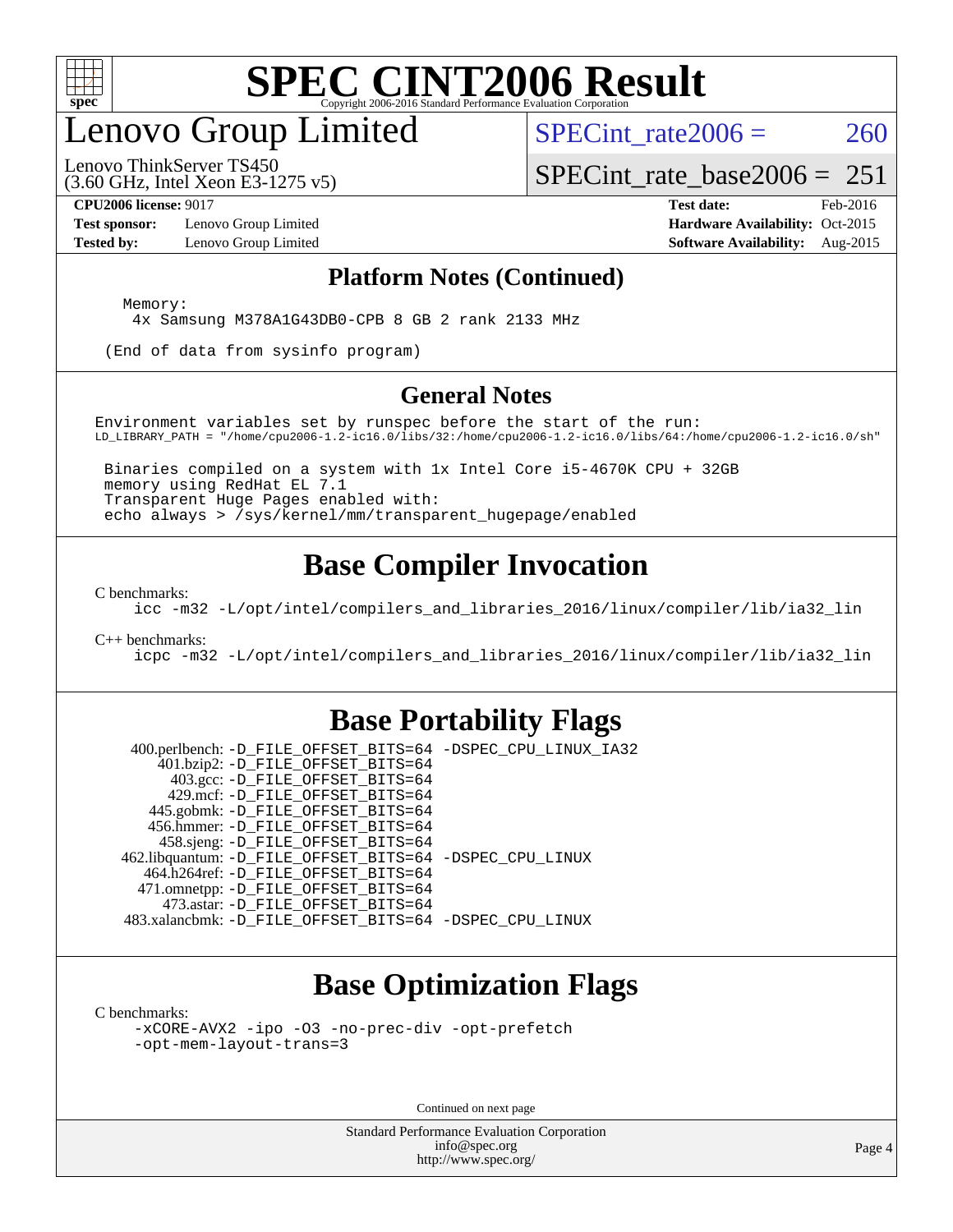## Platform Notes (Continued)

```
Memory:
 4x Samsung M378A1G43DB0-CPB 8 GB 2 rank 2133 MHz

(End of data from sysinfo program)
```

## General Notes

```
Environment variables set by runspec before the start of the run:
LD_LIBRARY_PATH = "/home/cpu2006-1.2-ic16.0/libs/32:/home/cpu2006-1.2-ic16.0/libs/64:/home/cpu2006-1.2-ic16.0/sh"

 Binaries compiled on a system with 1x Intel Core i5-4670K CPU + 32GB
 memory using RedHat EL 7.1
 Transparent Huge Pages enabled with:
 echo always > /sys/kernel/mm/transparent_hugepage/enabled
```

## Base Compiler Invocation

C benchmarks:

```
icc -m32 -L/opt/intel/compilers_and_libraries_2016/linux/compiler/lib/ia32_lin
```

C++ benchmarks:

```
icpc -m32 -L/opt/intel/compilers_and_libraries_2016/linux/compiler/lib/ia32_lin
```

## Base Portability Flags

| Benchmark | Flags |
|---|---|
| 400.perlbench: | -D_FILE_OFFSET_BITS=64 -DSPEC_CPU_LINUX_IA32 |
| 401.bzip2: | -D_FILE_OFFSET_BITS=64 |
| 403.gcc: | -D_FILE_OFFSET_BITS=64 |
| 429.mcf: | -D_FILE_OFFSET_BITS=64 |
| 445.gobmk: | -D_FILE_OFFSET_BITS=64 |
| 456.hmmer: | -D_FILE_OFFSET_BITS=64 |
| 458.sjeng: | -D_FILE_OFFSET_BITS=64 |
| 462.libquantum: | -D_FILE_OFFSET_BITS=64 -DSPEC_CPU_LINUX |
| 464.h264ref: | -D_FILE_OFFSET_BITS=64 |
| 471.omnetpp: | -D_FILE_OFFSET_BITS=64 |
| 473.astar: | -D_FILE_OFFSET_BITS=64 |
| 483.xalancbmk: | -D_FILE_OFFSET_BITS=64 -DSPEC_CPU_LINUX |

## Base Optimization Flags

C benchmarks:

```
-xCORE-AVX2 -ipo -O3 -no-prec-div -opt-prefetch
-opt-mem-layout-trans=3
```

Continued on next page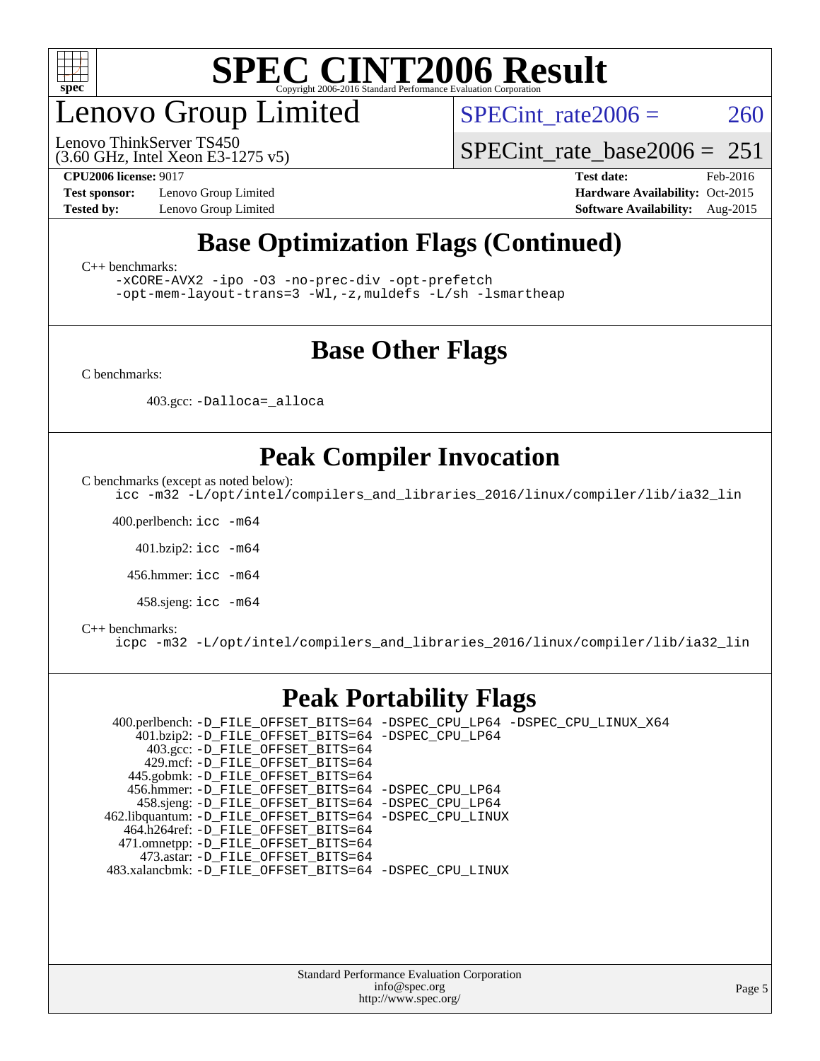# SPEC CINT2006 Result

Copyright 2006-2016 Standard Performance Evaluation Corporation

## Lenovo Group Limited

Lenovo ThinkServer TS450
(3.60 GHz, Intel Xeon E3-1275 v5)

SPECint_rate2006 = 260

SPECint_rate_base2006 = 251

**CPU2006 license:** 9017
**Test sponsor:** Lenovo Group Limited
**Tested by:** Lenovo Group Limited

**Test date:** Feb-2016
**Hardware Availability:** Oct-2015
**Software Availability:** Aug-2015

## Base Optimization Flags (Continued)

C++ benchmarks:

```
-xCORE-AVX2 -ipo -O3 -no-prec-div -opt-prefetch
-opt-mem-layout-trans=3 -Wl,-z,muldefs -L/sh -lsmartheap
```

## Base Other Flags

C benchmarks:

403.gcc: `-Dalloca=_alloca`

## Peak Compiler Invocation

C benchmarks (except as noted below):

```
icc -m32 -L/opt/intel/compilers_and_libraries_2016/linux/compiler/lib/ia32_lin
```

400.perlbench: `icc -m64`

401.bzip2: `icc -m64`

456.hmmer: `icc -m64`

458.sjeng: `icc -m64`

C++ benchmarks:

```
icpc -m32 -L/opt/intel/compilers_and_libraries_2016/linux/compiler/lib/ia32_lin
```

## Peak Portability Flags

```
  400.perlbench: -D_FILE_OFFSET_BITS=64 -DSPEC_CPU_LP64 -DSPEC_CPU_LINUX_X64
      401.bzip2: -D_FILE_OFFSET_BITS=64 -DSPEC_CPU_LP64
        403.gcc: -D_FILE_OFFSET_BITS=64
        429.mcf: -D_FILE_OFFSET_BITS=64
      445.gobmk: -D_FILE_OFFSET_BITS=64
      456.hmmer: -D_FILE_OFFSET_BITS=64 -DSPEC_CPU_LP64
      458.sjeng: -D_FILE_OFFSET_BITS=64 -DSPEC_CPU_LP64
 462.libquantum: -D_FILE_OFFSET_BITS=64 -DSPEC_CPU_LINUX
    464.h264ref: -D_FILE_OFFSET_BITS=64
    471.omnetpp: -D_FILE_OFFSET_BITS=64
      473.astar: -D_FILE_OFFSET_BITS=64
 483.xalancbmk: -D_FILE_OFFSET_BITS=64 -DSPEC_CPU_LINUX
```

Standard Performance Evaluation Corporation
info@spec.org
http://www.spec.org/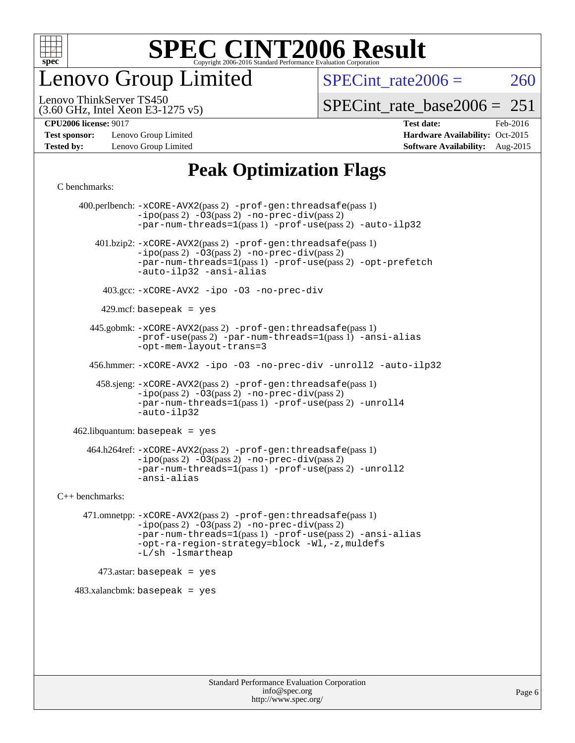# SPEC CINT2006 Result

Copyright 2006-2016 Standard Performance Evaluation Corporation

# Lenovo Group Limited

Lenovo ThinkServer TS450
(3.60 GHz, Intel Xeon E3-1275 v5)

SPECint_rate2006 = 260

SPECint_rate_base2006 = 251

**CPU2006 license:** 9017
**Test sponsor:** Lenovo Group Limited
**Tested by:** Lenovo Group Limited

**Test date:** Feb-2016
**Hardware Availability:** Oct-2015
**Software Availability:** Aug-2015

## Peak Optimization Flags

C benchmarks:

400.perlbench: -xCORE-AVX2(pass 2) -prof-gen:threadsafe(pass 1) -ipo(pass 2) -O3(pass 2) -no-prec-div(pass 2) -par-num-threads=1(pass 1) -prof-use(pass 2) -auto-ilp32

401.bzip2: -xCORE-AVX2(pass 2) -prof-gen:threadsafe(pass 1) -ipo(pass 2) -O3(pass 2) -no-prec-div(pass 2) -par-num-threads=1(pass 1) -prof-use(pass 2) -opt-prefetch -auto-ilp32 -ansi-alias

403.gcc: -xCORE-AVX2 -ipo -O3 -no-prec-div

429.mcf: basepeak = yes

445.gobmk: -xCORE-AVX2(pass 2) -prof-gen:threadsafe(pass 1) -prof-use(pass 2) -par-num-threads=1(pass 1) -ansi-alias -opt-mem-layout-trans=3

456.hmmer: -xCORE-AVX2 -ipo -O3 -no-prec-div -unroll2 -auto-ilp32

458.sjeng: -xCORE-AVX2(pass 2) -prof-gen:threadsafe(pass 1) -ipo(pass 2) -O3(pass 2) -no-prec-div(pass 2) -par-num-threads=1(pass 1) -prof-use(pass 2) -unroll4 -auto-ilp32

462.libquantum: basepeak = yes

464.h264ref: -xCORE-AVX2(pass 2) -prof-gen:threadsafe(pass 1) -ipo(pass 2) -O3(pass 2) -no-prec-div(pass 2) -par-num-threads=1(pass 1) -prof-use(pass 2) -unroll2 -ansi-alias

C++ benchmarks:

471.omnetpp: -xCORE-AVX2(pass 2) -prof-gen:threadsafe(pass 1) -ipo(pass 2) -O3(pass 2) -no-prec-div(pass 2) -par-num-threads=1(pass 1) -prof-use(pass 2) -ansi-alias -opt-ra-region-strategy=block -Wl,-z,muldefs -L/sh -lsmartheap

473.astar: basepeak = yes

483.xalancbmk: basepeak = yes

Standard Performance Evaluation Corporation
info@spec.org
http://www.spec.org/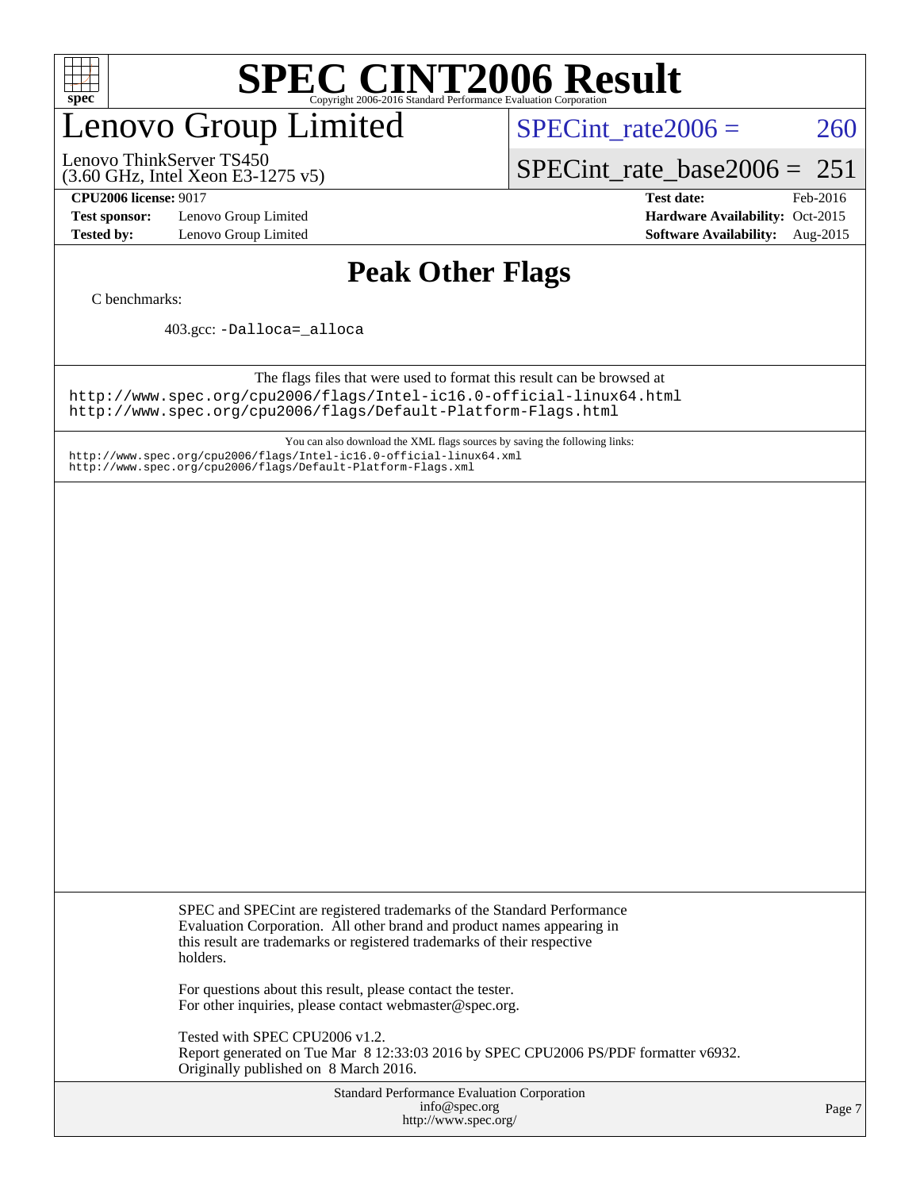# SPEC CINT2006 Result

Copyright 2006-2016 Standard Performance Evaluation Corporation

## Lenovo Group Limited

Lenovo ThinkServer TS450
(3.60 GHz, Intel Xeon E3-1275 v5)

SPECint_rate2006 = 260

SPECint_rate_base2006 = 251

**CPU2006 license:** 9017
**Test sponsor:** Lenovo Group Limited
**Tested by:** Lenovo Group Limited

**Test date:** Feb-2016
**Hardware Availability:** Oct-2015
**Software Availability:** Aug-2015

## Peak Other Flags

C benchmarks:

403.gcc: -Dalloca=_alloca

The flags files that were used to format this result can be browsed at
http://www.spec.org/cpu2006/flags/Intel-ic16.0-official-linux64.html
http://www.spec.org/cpu2006/flags/Default-Platform-Flags.html

You can also download the XML flags sources by saving the following links:
http://www.spec.org/cpu2006/flags/Intel-ic16.0-official-linux64.xml
http://www.spec.org/cpu2006/flags/Default-Platform-Flags.xml

SPEC and SPECint are registered trademarks of the Standard Performance Evaluation Corporation. All other brand and product names appearing in this result are trademarks or registered trademarks of their respective holders.

For questions about this result, please contact the tester.
For other inquiries, please contact webmaster@spec.org.

Tested with SPEC CPU2006 v1.2.
Report generated on Tue Mar 8 12:33:03 2016 by SPEC CPU2006 PS/PDF formatter v6932.
Originally published on 8 March 2016.

Standard Performance Evaluation Corporation
info@spec.org
http://www.spec.org/